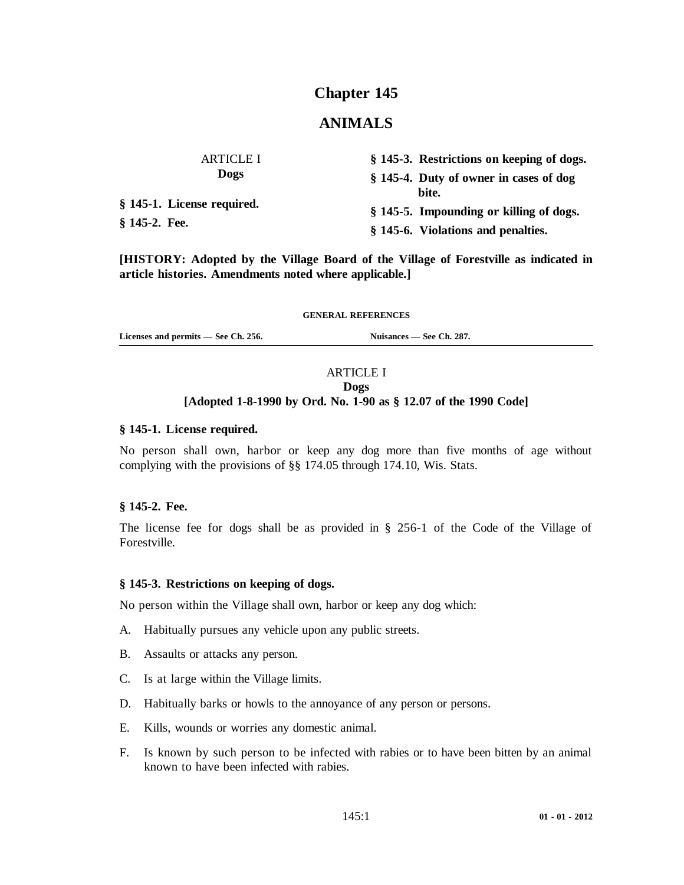# Chapter 145

# ANIMALS

ARTICLE I
**Dogs**

**§ 145-1. License required.**

**§ 145-2. Fee.**

**§ 145-3. Restrictions on keeping of dogs.**

**§ 145-4. Duty of owner in cases of dog bite.**

**§ 145-5. Impounding or killing of dogs.**

**§ 145-6. Violations and penalties.**

**[HISTORY: Adopted by the Village Board of the Village of Forestville as indicated in article histories. Amendments noted where applicable.]**

**GENERAL REFERENCES**

**Licenses and permits — See Ch. 256.**

**Nuisances — See Ch. 287.**

## ARTICLE I
## Dogs
## [Adopted 1-8-1990 by Ord. No. 1-90 as § 12.07 of the 1990 Code]

### § 145-1. License required.

No person shall own, harbor or keep any dog more than five months of age without complying with the provisions of §§ 174.05 through 174.10, Wis. Stats.

### § 145-2. Fee.

The license fee for dogs shall be as provided in § 256-1 of the Code of the Village of Forestville.

### § 145-3. Restrictions on keeping of dogs.

No person within the Village shall own, harbor or keep any dog which:

A. Habitually pursues any vehicle upon any public streets.

B. Assaults or attacks any person.

C. Is at large within the Village limits.

D. Habitually barks or howls to the annoyance of any person or persons.

E. Kills, wounds or worries any domestic animal.

F. Is known by such person to be infected with rabies or to have been bitten by an animal known to have been infected with rabies.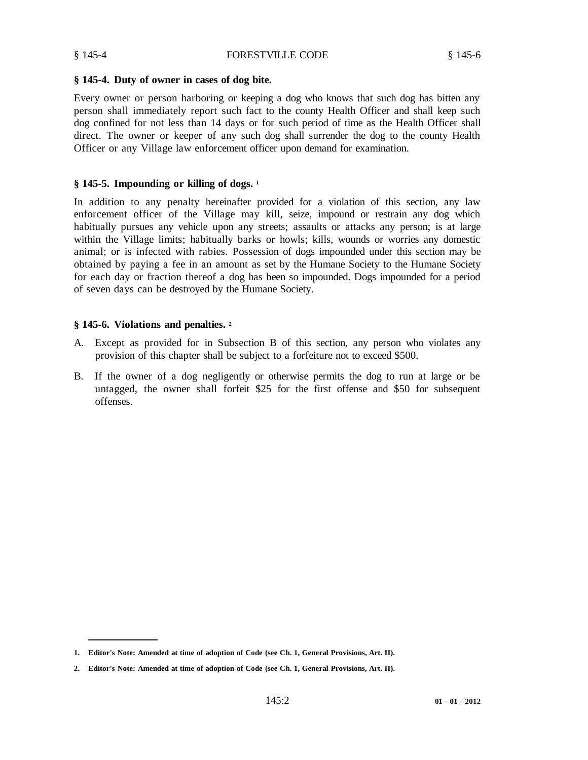## § 145-4. Duty of owner in cases of dog bite.

Every owner or person harboring or keeping a dog who knows that such dog has bitten any person shall immediately report such fact to the county Health Officer and shall keep such dog confined for not less than 14 days or for such period of time as the Health Officer shall direct. The owner or keeper of any such dog shall surrender the dog to the county Health Officer or any Village law enforcement officer upon demand for examination.

## § 145-5. Impounding or killing of dogs. [1]

In addition to any penalty hereinafter provided for a violation of this section, any law enforcement officer of the Village may kill, seize, impound or restrain any dog which habitually pursues any vehicle upon any streets; assaults or attacks any person; is at large within the Village limits; habitually barks or howls; kills, wounds or worries any domestic animal; or is infected with rabies. Possession of dogs impounded under this section may be obtained by paying a fee in an amount as set by the Humane Society to the Humane Society for each day or fraction thereof a dog has been so impounded. Dogs impounded for a period of seven days can be destroyed by the Humane Society.

## § 145-6. Violations and penalties. [2]

A. Except as provided for in Subsection B of this section, any person who violates any provision of this chapter shall be subject to a forfeiture not to exceed $500.

B. If the owner of a dog negligently or otherwise permits the dog to run at large or be untagged, the owner shall forfeit $25 for the first offense and $50 for subsequent offenses.

---

**1. Editor's Note: Amended at time of adoption of Code (see Ch. 1, General Provisions, Art. II).**

**2. Editor's Note: Amended at time of adoption of Code (see Ch. 1, General Provisions, Art. II).**